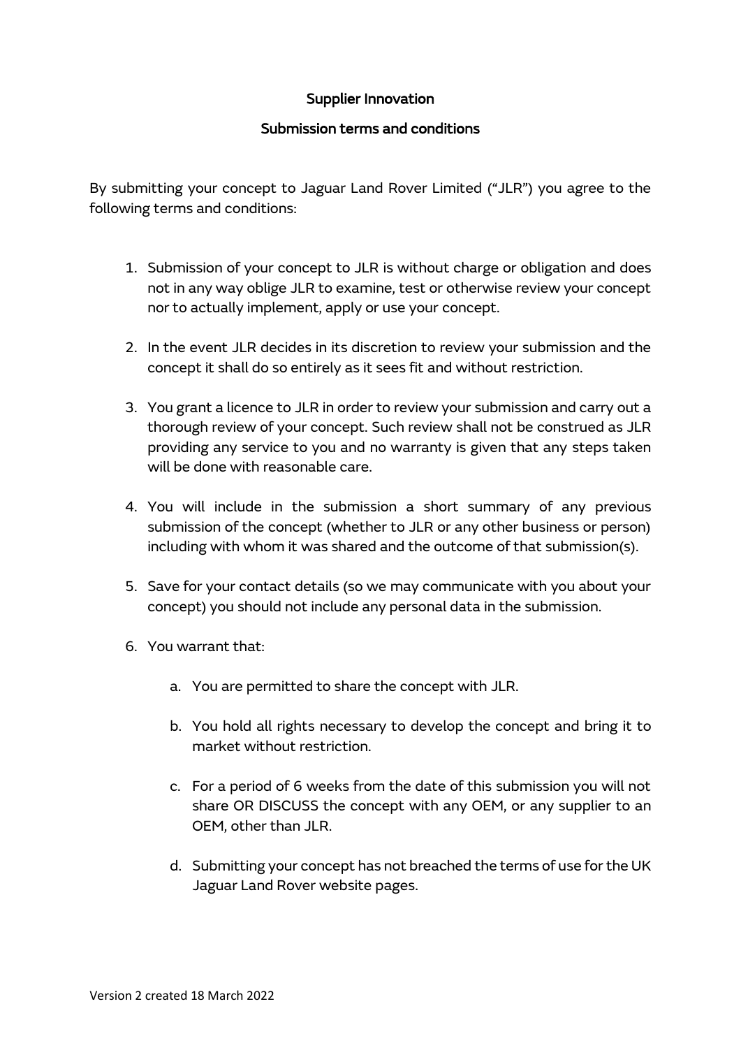# Supplier Innovation

## Submission terms and conditions

By submitting your concept to Jaguar Land Rover Limited ("JLR") you agree to the following terms and conditions:

1. Submission of your concept to JLR is without charge or obligation and does not in any way oblige JLR to examine, test or otherwise review your concept nor to actually implement, apply or use your concept.

2. In the event JLR decides in its discretion to review your submission and the concept it shall do so entirely as it sees fit and without restriction.

3. You grant a licence to JLR in order to review your submission and carry out a thorough review of your concept. Such review shall not be construed as JLR providing any service to you and no warranty is given that any steps taken will be done with reasonable care.

4. You will include in the submission a short summary of any previous submission of the concept (whether to JLR or any other business or person) including with whom it was shared and the outcome of that submission(s).

5. Save for your contact details (so we may communicate with you about your concept) you should not include any personal data in the submission.

6. You warrant that:

    a. You are permitted to share the concept with JLR.

    b. You hold all rights necessary to develop the concept and bring it to market without restriction.

    c. For a period of 6 weeks from the date of this submission you will not share OR DISCUSS the concept with any OEM, or any supplier to an OEM, other than JLR.

    d. Submitting your concept has not breached the terms of use for the UK Jaguar Land Rover website pages.

Version 2 created 18 March 2022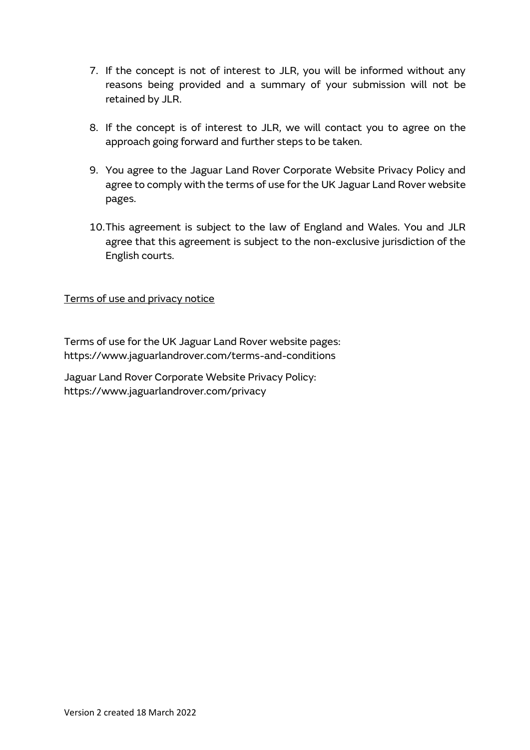7. If the concept is not of interest to JLR, you will be informed without any reasons being provided and a summary of your submission will not be retained by JLR.

8. If the concept is of interest to JLR, we will contact you to agree on the approach going forward and further steps to be taken.

9. You agree to the Jaguar Land Rover Corporate Website Privacy Policy and agree to comply with the terms of use for the UK Jaguar Land Rover website pages.

10. This agreement is subject to the law of England and Wales. You and JLR agree that this agreement is subject to the non-exclusive jurisdiction of the English courts.

<u>Terms of use and privacy notice</u>

Terms of use for the UK Jaguar Land Rover website pages:
https://www.jaguarlandrover.com/terms-and-conditions

Jaguar Land Rover Corporate Website Privacy Policy:
https://www.jaguarlandrover.com/privacy

Version 2 created 18 March 2022